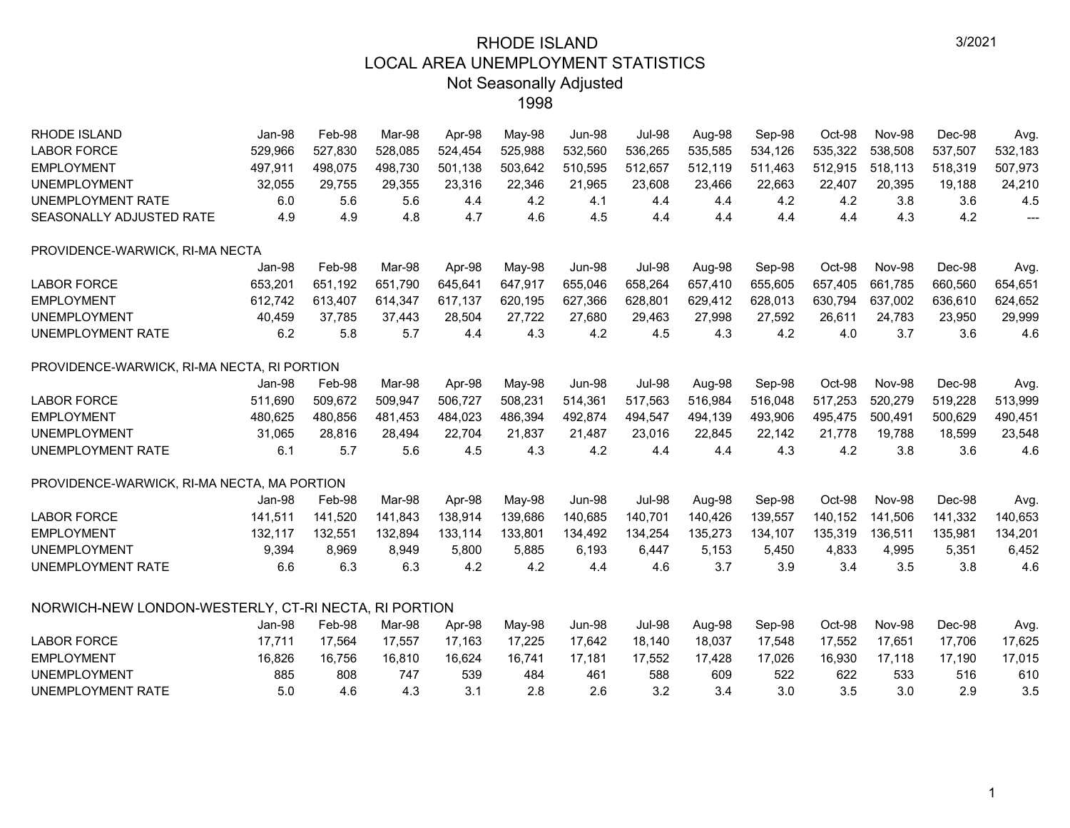# RHODE ISLAND
## LOCAL AREA UNEMPLOYMENT STATISTICS
### Not Seasonally Adjusted
### 1998

3/2021

| RHODE ISLAND | Jan-98 | Feb-98 | Mar-98 | Apr-98 | May-98 | Jun-98 | Jul-98 | Aug-98 | Sep-98 | Oct-98 | Nov-98 | Dec-98 | Avg. |
|---|---|---|---|---|---|---|---|---|---|---|---|---|---|
| LABOR FORCE | 529,966 | 527,830 | 528,085 | 524,454 | 525,988 | 532,560 | 536,265 | 535,585 | 534,126 | 535,322 | 538,508 | 537,507 | 532,183 |
| EMPLOYMENT | 497,911 | 498,075 | 498,730 | 501,138 | 503,642 | 510,595 | 512,657 | 512,119 | 511,463 | 512,915 | 518,113 | 518,319 | 507,973 |
| UNEMPLOYMENT | 32,055 | 29,755 | 29,355 | 23,316 | 22,346 | 21,965 | 23,608 | 23,466 | 22,663 | 22,407 | 20,395 | 19,188 | 24,210 |
| UNEMPLOYMENT RATE | 6.0 | 5.6 | 5.6 | 4.4 | 4.2 | 4.1 | 4.4 | 4.4 | 4.2 | 4.2 | 3.8 | 3.6 | 4.5 |
| SEASONALLY ADJUSTED RATE | 4.9 | 4.9 | 4.8 | 4.7 | 4.6 | 4.5 | 4.4 | 4.4 | 4.4 | 4.4 | 4.3 | 4.2 | --- |

| PROVIDENCE-WARWICK, RI-MA NECTA | Jan-98 | Feb-98 | Mar-98 | Apr-98 | May-98 | Jun-98 | Jul-98 | Aug-98 | Sep-98 | Oct-98 | Nov-98 | Dec-98 | Avg. |
|---|---|---|---|---|---|---|---|---|---|---|---|---|---|
| LABOR FORCE | 653,201 | 651,192 | 651,790 | 645,641 | 647,917 | 655,046 | 658,264 | 657,410 | 655,605 | 657,405 | 661,785 | 660,560 | 654,651 |
| EMPLOYMENT | 612,742 | 613,407 | 614,347 | 617,137 | 620,195 | 627,366 | 628,801 | 629,412 | 628,013 | 630,794 | 637,002 | 636,610 | 624,652 |
| UNEMPLOYMENT | 40,459 | 37,785 | 37,443 | 28,504 | 27,722 | 27,680 | 29,463 | 27,998 | 27,592 | 26,611 | 24,783 | 23,950 | 29,999 |
| UNEMPLOYMENT RATE | 6.2 | 5.8 | 5.7 | 4.4 | 4.3 | 4.2 | 4.5 | 4.3 | 4.2 | 4.0 | 3.7 | 3.6 | 4.6 |

| PROVIDENCE-WARWICK, RI-MA NECTA, RI PORTION | Jan-98 | Feb-98 | Mar-98 | Apr-98 | May-98 | Jun-98 | Jul-98 | Aug-98 | Sep-98 | Oct-98 | Nov-98 | Dec-98 | Avg. |
|---|---|---|---|---|---|---|---|---|---|---|---|---|---|
| LABOR FORCE | 511,690 | 509,672 | 509,947 | 506,727 | 508,231 | 514,361 | 517,563 | 516,984 | 516,048 | 517,253 | 520,279 | 519,228 | 513,999 |
| EMPLOYMENT | 480,625 | 480,856 | 481,453 | 484,023 | 486,394 | 492,874 | 494,547 | 494,139 | 493,906 | 495,475 | 500,491 | 500,629 | 490,451 |
| UNEMPLOYMENT | 31,065 | 28,816 | 28,494 | 22,704 | 21,837 | 21,487 | 23,016 | 22,845 | 22,142 | 21,778 | 19,788 | 18,599 | 23,548 |
| UNEMPLOYMENT RATE | 6.1 | 5.7 | 5.6 | 4.5 | 4.3 | 4.2 | 4.4 | 4.4 | 4.3 | 4.2 | 3.8 | 3.6 | 4.6 |

| PROVIDENCE-WARWICK, RI-MA NECTA, MA PORTION | Jan-98 | Feb-98 | Mar-98 | Apr-98 | May-98 | Jun-98 | Jul-98 | Aug-98 | Sep-98 | Oct-98 | Nov-98 | Dec-98 | Avg. |
|---|---|---|---|---|---|---|---|---|---|---|---|---|---|
| LABOR FORCE | 141,511 | 141,520 | 141,843 | 138,914 | 139,686 | 140,685 | 140,701 | 140,426 | 139,557 | 140,152 | 141,506 | 141,332 | 140,653 |
| EMPLOYMENT | 132,117 | 132,551 | 132,894 | 133,114 | 133,801 | 134,492 | 134,254 | 135,273 | 134,107 | 135,319 | 136,511 | 135,981 | 134,201 |
| UNEMPLOYMENT | 9,394 | 8,969 | 8,949 | 5,800 | 5,885 | 6,193 | 6,447 | 5,153 | 5,450 | 4,833 | 4,995 | 5,351 | 6,452 |
| UNEMPLOYMENT RATE | 6.6 | 6.3 | 6.3 | 4.2 | 4.2 | 4.4 | 4.6 | 3.7 | 3.9 | 3.4 | 3.5 | 3.8 | 4.6 |

| NORWICH-NEW LONDON-WESTERLY, CT-RI NECTA, RI PORTION | Jan-98 | Feb-98 | Mar-98 | Apr-98 | May-98 | Jun-98 | Jul-98 | Aug-98 | Sep-98 | Oct-98 | Nov-98 | Dec-98 | Avg. |
|---|---|---|---|---|---|---|---|---|---|---|---|---|---|
| LABOR FORCE | 17,711 | 17,564 | 17,557 | 17,163 | 17,225 | 17,642 | 18,140 | 18,037 | 17,548 | 17,552 | 17,651 | 17,706 | 17,625 |
| EMPLOYMENT | 16,826 | 16,756 | 16,810 | 16,624 | 16,741 | 17,181 | 17,552 | 17,428 | 17,026 | 16,930 | 17,118 | 17,190 | 17,015 |
| UNEMPLOYMENT | 885 | 808 | 747 | 539 | 484 | 461 | 588 | 609 | 522 | 622 | 533 | 516 | 610 |
| UNEMPLOYMENT RATE | 5.0 | 4.6 | 4.3 | 3.1 | 2.8 | 2.6 | 3.2 | 3.4 | 3.0 | 3.5 | 3.0 | 2.9 | 3.5 |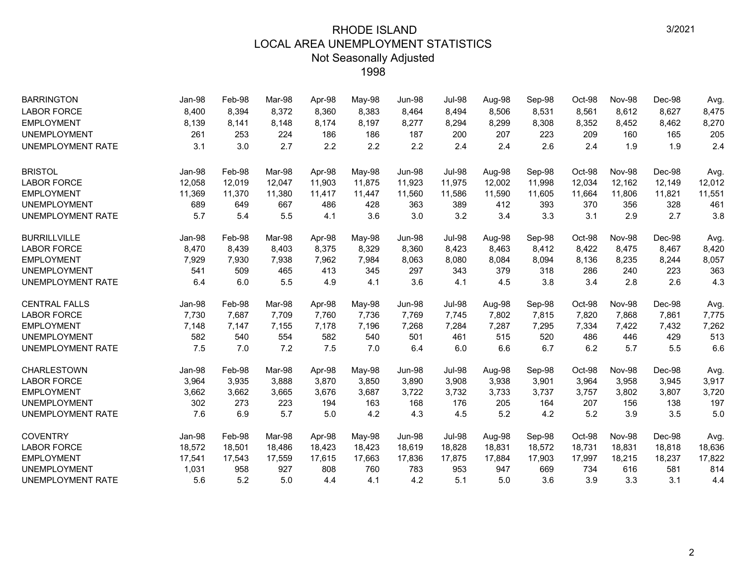# RHODE ISLAND
## LOCAL AREA UNEMPLOYMENT STATISTICS
### Not Seasonally Adjusted
### 1998

| BARRINGTON | Jan-98 | Feb-98 | Mar-98 | Apr-98 | May-98 | Jun-98 | Jul-98 | Aug-98 | Sep-98 | Oct-98 | Nov-98 | Dec-98 | Avg. |
|---|---|---|---|---|---|---|---|---|---|---|---|---|---|
| LABOR FORCE | 8,400 | 8,394 | 8,372 | 8,360 | 8,383 | 8,464 | 8,494 | 8,506 | 8,531 | 8,561 | 8,612 | 8,627 | 8,475 |
| EMPLOYMENT | 8,139 | 8,141 | 8,148 | 8,174 | 8,197 | 8,277 | 8,294 | 8,299 | 8,308 | 8,352 | 8,452 | 8,462 | 8,270 |
| UNEMPLOYMENT | 261 | 253 | 224 | 186 | 186 | 187 | 200 | 207 | 223 | 209 | 160 | 165 | 205 |
| UNEMPLOYMENT RATE | 3.1 | 3.0 | 2.7 | 2.2 | 2.2 | 2.2 | 2.4 | 2.4 | 2.6 | 2.4 | 1.9 | 1.9 | 2.4 |

| BRISTOL | Jan-98 | Feb-98 | Mar-98 | Apr-98 | May-98 | Jun-98 | Jul-98 | Aug-98 | Sep-98 | Oct-98 | Nov-98 | Dec-98 | Avg. |
|---|---|---|---|---|---|---|---|---|---|---|---|---|---|
| LABOR FORCE | 12,058 | 12,019 | 12,047 | 11,903 | 11,875 | 11,923 | 11,975 | 12,002 | 11,998 | 12,034 | 12,162 | 12,149 | 12,012 |
| EMPLOYMENT | 11,369 | 11,370 | 11,380 | 11,417 | 11,447 | 11,560 | 11,586 | 11,590 | 11,605 | 11,664 | 11,806 | 11,821 | 11,551 |
| UNEMPLOYMENT | 689 | 649 | 667 | 486 | 428 | 363 | 389 | 412 | 393 | 370 | 356 | 328 | 461 |
| UNEMPLOYMENT RATE | 5.7 | 5.4 | 5.5 | 4.1 | 3.6 | 3.0 | 3.2 | 3.4 | 3.3 | 3.1 | 2.9 | 2.7 | 3.8 |

| BURRILLVILLE | Jan-98 | Feb-98 | Mar-98 | Apr-98 | May-98 | Jun-98 | Jul-98 | Aug-98 | Sep-98 | Oct-98 | Nov-98 | Dec-98 | Avg. |
|---|---|---|---|---|---|---|---|---|---|---|---|---|---|
| LABOR FORCE | 8,470 | 8,439 | 8,403 | 8,375 | 8,329 | 8,360 | 8,423 | 8,463 | 8,412 | 8,422 | 8,475 | 8,467 | 8,420 |
| EMPLOYMENT | 7,929 | 7,930 | 7,938 | 7,962 | 7,984 | 8,063 | 8,080 | 8,084 | 8,094 | 8,136 | 8,235 | 8,244 | 8,057 |
| UNEMPLOYMENT | 541 | 509 | 465 | 413 | 345 | 297 | 343 | 379 | 318 | 286 | 240 | 223 | 363 |
| UNEMPLOYMENT RATE | 6.4 | 6.0 | 5.5 | 4.9 | 4.1 | 3.6 | 4.1 | 4.5 | 3.8 | 3.4 | 2.8 | 2.6 | 4.3 |

| CENTRAL FALLS | Jan-98 | Feb-98 | Mar-98 | Apr-98 | May-98 | Jun-98 | Jul-98 | Aug-98 | Sep-98 | Oct-98 | Nov-98 | Dec-98 | Avg. |
|---|---|---|---|---|---|---|---|---|---|---|---|---|---|
| LABOR FORCE | 7,730 | 7,687 | 7,709 | 7,760 | 7,736 | 7,769 | 7,745 | 7,802 | 7,815 | 7,820 | 7,868 | 7,861 | 7,775 |
| EMPLOYMENT | 7,148 | 7,147 | 7,155 | 7,178 | 7,196 | 7,268 | 7,284 | 7,287 | 7,295 | 7,334 | 7,422 | 7,432 | 7,262 |
| UNEMPLOYMENT | 582 | 540 | 554 | 582 | 540 | 501 | 461 | 515 | 520 | 486 | 446 | 429 | 513 |
| UNEMPLOYMENT RATE | 7.5 | 7.0 | 7.2 | 7.5 | 7.0 | 6.4 | 6.0 | 6.6 | 6.7 | 6.2 | 5.7 | 5.5 | 6.6 |

| CHARLESTOWN | Jan-98 | Feb-98 | Mar-98 | Apr-98 | May-98 | Jun-98 | Jul-98 | Aug-98 | Sep-98 | Oct-98 | Nov-98 | Dec-98 | Avg. |
|---|---|---|---|---|---|---|---|---|---|---|---|---|---|
| LABOR FORCE | 3,964 | 3,935 | 3,888 | 3,870 | 3,850 | 3,890 | 3,908 | 3,938 | 3,901 | 3,964 | 3,958 | 3,945 | 3,917 |
| EMPLOYMENT | 3,662 | 3,662 | 3,665 | 3,676 | 3,687 | 3,722 | 3,732 | 3,733 | 3,737 | 3,757 | 3,802 | 3,807 | 3,720 |
| UNEMPLOYMENT | 302 | 273 | 223 | 194 | 163 | 168 | 176 | 205 | 164 | 207 | 156 | 138 | 197 |
| UNEMPLOYMENT RATE | 7.6 | 6.9 | 5.7 | 5.0 | 4.2 | 4.3 | 4.5 | 5.2 | 4.2 | 5.2 | 3.9 | 3.5 | 5.0 |

| COVENTRY | Jan-98 | Feb-98 | Mar-98 | Apr-98 | May-98 | Jun-98 | Jul-98 | Aug-98 | Sep-98 | Oct-98 | Nov-98 | Dec-98 | Avg. |
|---|---|---|---|---|---|---|---|---|---|---|---|---|---|
| LABOR FORCE | 18,572 | 18,501 | 18,486 | 18,423 | 18,423 | 18,619 | 18,828 | 18,831 | 18,572 | 18,731 | 18,831 | 18,818 | 18,636 |
| EMPLOYMENT | 17,541 | 17,543 | 17,559 | 17,615 | 17,663 | 17,836 | 17,875 | 17,884 | 17,903 | 17,997 | 18,215 | 18,237 | 17,822 |
| UNEMPLOYMENT | 1,031 | 958 | 927 | 808 | 760 | 783 | 953 | 947 | 669 | 734 | 616 | 581 | 814 |
| UNEMPLOYMENT RATE | 5.6 | 5.2 | 5.0 | 4.4 | 4.1 | 4.2 | 5.1 | 5.0 | 3.6 | 3.9 | 3.3 | 3.1 | 4.4 |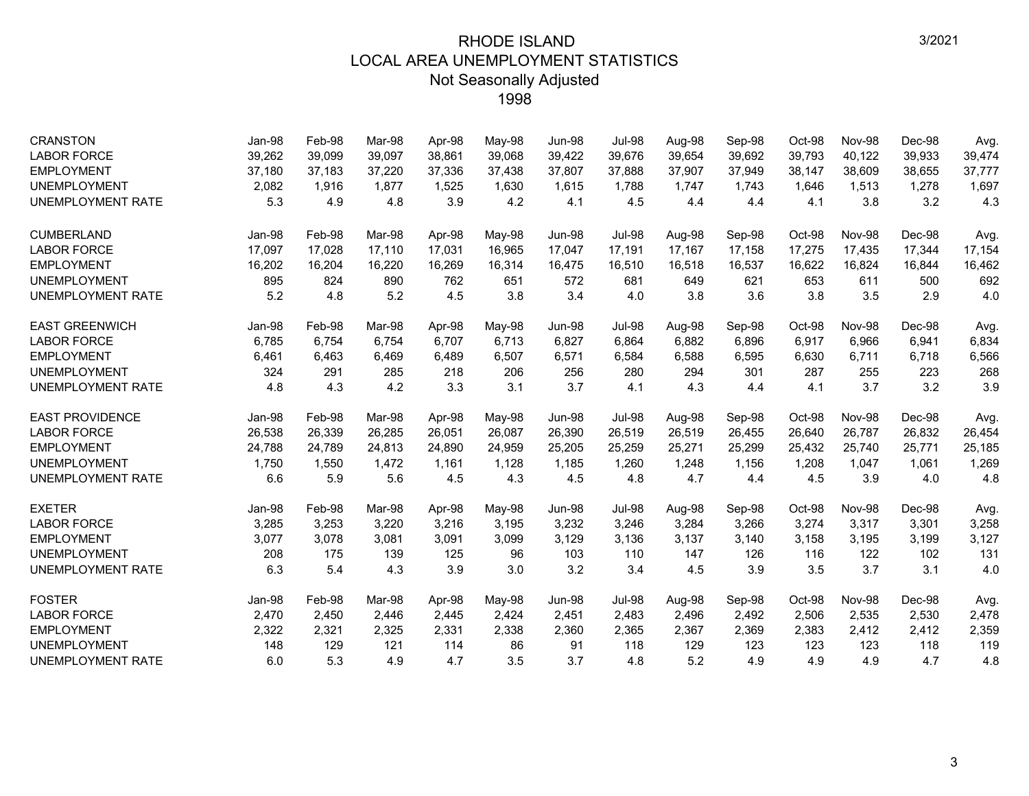# RHODE ISLAND
## LOCAL AREA UNEMPLOYMENT STATISTICS
### Not Seasonally Adjusted
### 1998

3/2021

| CRANSTON | Jan-98 | Feb-98 | Mar-98 | Apr-98 | May-98 | Jun-98 | Jul-98 | Aug-98 | Sep-98 | Oct-98 | Nov-98 | Dec-98 | Avg. |
|---|---|---|---|---|---|---|---|---|---|---|---|---|---|
| LABOR FORCE | 39,262 | 39,099 | 39,097 | 38,861 | 39,068 | 39,422 | 39,676 | 39,654 | 39,692 | 39,793 | 40,122 | 39,933 | 39,474 |
| EMPLOYMENT | 37,180 | 37,183 | 37,220 | 37,336 | 37,438 | 37,807 | 37,888 | 37,907 | 37,949 | 38,147 | 38,609 | 38,655 | 37,777 |
| UNEMPLOYMENT | 2,082 | 1,916 | 1,877 | 1,525 | 1,630 | 1,615 | 1,788 | 1,747 | 1,743 | 1,646 | 1,513 | 1,278 | 1,697 |
| UNEMPLOYMENT RATE | 5.3 | 4.9 | 4.8 | 3.9 | 4.2 | 4.1 | 4.5 | 4.4 | 4.4 | 4.1 | 3.8 | 3.2 | 4.3 |

| CUMBERLAND | Jan-98 | Feb-98 | Mar-98 | Apr-98 | May-98 | Jun-98 | Jul-98 | Aug-98 | Sep-98 | Oct-98 | Nov-98 | Dec-98 | Avg. |
|---|---|---|---|---|---|---|---|---|---|---|---|---|---|
| LABOR FORCE | 17,097 | 17,028 | 17,110 | 17,031 | 16,965 | 17,047 | 17,191 | 17,167 | 17,158 | 17,275 | 17,435 | 17,344 | 17,154 |
| EMPLOYMENT | 16,202 | 16,204 | 16,220 | 16,269 | 16,314 | 16,475 | 16,510 | 16,518 | 16,537 | 16,622 | 16,824 | 16,844 | 16,462 |
| UNEMPLOYMENT | 895 | 824 | 890 | 762 | 651 | 572 | 681 | 649 | 621 | 653 | 611 | 500 | 692 |
| UNEMPLOYMENT RATE | 5.2 | 4.8 | 5.2 | 4.5 | 3.8 | 3.4 | 4.0 | 3.8 | 3.6 | 3.8 | 3.5 | 2.9 | 4.0 |

| EAST GREENWICH | Jan-98 | Feb-98 | Mar-98 | Apr-98 | May-98 | Jun-98 | Jul-98 | Aug-98 | Sep-98 | Oct-98 | Nov-98 | Dec-98 | Avg. |
|---|---|---|---|---|---|---|---|---|---|---|---|---|---|
| LABOR FORCE | 6,785 | 6,754 | 6,754 | 6,707 | 6,713 | 6,827 | 6,864 | 6,882 | 6,896 | 6,917 | 6,966 | 6,941 | 6,834 |
| EMPLOYMENT | 6,461 | 6,463 | 6,469 | 6,489 | 6,507 | 6,571 | 6,584 | 6,588 | 6,595 | 6,630 | 6,711 | 6,718 | 6,566 |
| UNEMPLOYMENT | 324 | 291 | 285 | 218 | 206 | 256 | 280 | 294 | 301 | 287 | 255 | 223 | 268 |
| UNEMPLOYMENT RATE | 4.8 | 4.3 | 4.2 | 3.3 | 3.1 | 3.7 | 4.1 | 4.3 | 4.4 | 4.1 | 3.7 | 3.2 | 3.9 |

| EAST PROVIDENCE | Jan-98 | Feb-98 | Mar-98 | Apr-98 | May-98 | Jun-98 | Jul-98 | Aug-98 | Sep-98 | Oct-98 | Nov-98 | Dec-98 | Avg. |
|---|---|---|---|---|---|---|---|---|---|---|---|---|---|
| LABOR FORCE | 26,538 | 26,339 | 26,285 | 26,051 | 26,087 | 26,390 | 26,519 | 26,519 | 26,455 | 26,640 | 26,787 | 26,832 | 26,454 |
| EMPLOYMENT | 24,788 | 24,789 | 24,813 | 24,890 | 24,959 | 25,205 | 25,259 | 25,271 | 25,299 | 25,432 | 25,740 | 25,771 | 25,185 |
| UNEMPLOYMENT | 1,750 | 1,550 | 1,472 | 1,161 | 1,128 | 1,185 | 1,260 | 1,248 | 1,156 | 1,208 | 1,047 | 1,061 | 1,269 |
| UNEMPLOYMENT RATE | 6.6 | 5.9 | 5.6 | 4.5 | 4.3 | 4.5 | 4.8 | 4.7 | 4.4 | 4.5 | 3.9 | 4.0 | 4.8 |

| EXETER | Jan-98 | Feb-98 | Mar-98 | Apr-98 | May-98 | Jun-98 | Jul-98 | Aug-98 | Sep-98 | Oct-98 | Nov-98 | Dec-98 | Avg. |
|---|---|---|---|---|---|---|---|---|---|---|---|---|---|
| LABOR FORCE | 3,285 | 3,253 | 3,220 | 3,216 | 3,195 | 3,232 | 3,246 | 3,284 | 3,266 | 3,274 | 3,317 | 3,301 | 3,258 |
| EMPLOYMENT | 3,077 | 3,078 | 3,081 | 3,091 | 3,099 | 3,129 | 3,136 | 3,137 | 3,140 | 3,158 | 3,195 | 3,199 | 3,127 |
| UNEMPLOYMENT | 208 | 175 | 139 | 125 | 96 | 103 | 110 | 147 | 126 | 116 | 122 | 102 | 131 |
| UNEMPLOYMENT RATE | 6.3 | 5.4 | 4.3 | 3.9 | 3.0 | 3.2 | 3.4 | 4.5 | 3.9 | 3.5 | 3.7 | 3.1 | 4.0 |

| FOSTER | Jan-98 | Feb-98 | Mar-98 | Apr-98 | May-98 | Jun-98 | Jul-98 | Aug-98 | Sep-98 | Oct-98 | Nov-98 | Dec-98 | Avg. |
|---|---|---|---|---|---|---|---|---|---|---|---|---|---|
| LABOR FORCE | 2,470 | 2,450 | 2,446 | 2,445 | 2,424 | 2,451 | 2,483 | 2,496 | 2,492 | 2,506 | 2,535 | 2,530 | 2,478 |
| EMPLOYMENT | 2,322 | 2,321 | 2,325 | 2,331 | 2,338 | 2,360 | 2,365 | 2,367 | 2,369 | 2,383 | 2,412 | 2,412 | 2,359 |
| UNEMPLOYMENT | 148 | 129 | 121 | 114 | 86 | 91 | 118 | 129 | 123 | 123 | 123 | 118 | 119 |
| UNEMPLOYMENT RATE | 6.0 | 5.3 | 4.9 | 4.7 | 3.5 | 3.7 | 4.8 | 5.2 | 4.9 | 4.9 | 4.9 | 4.7 | 4.8 |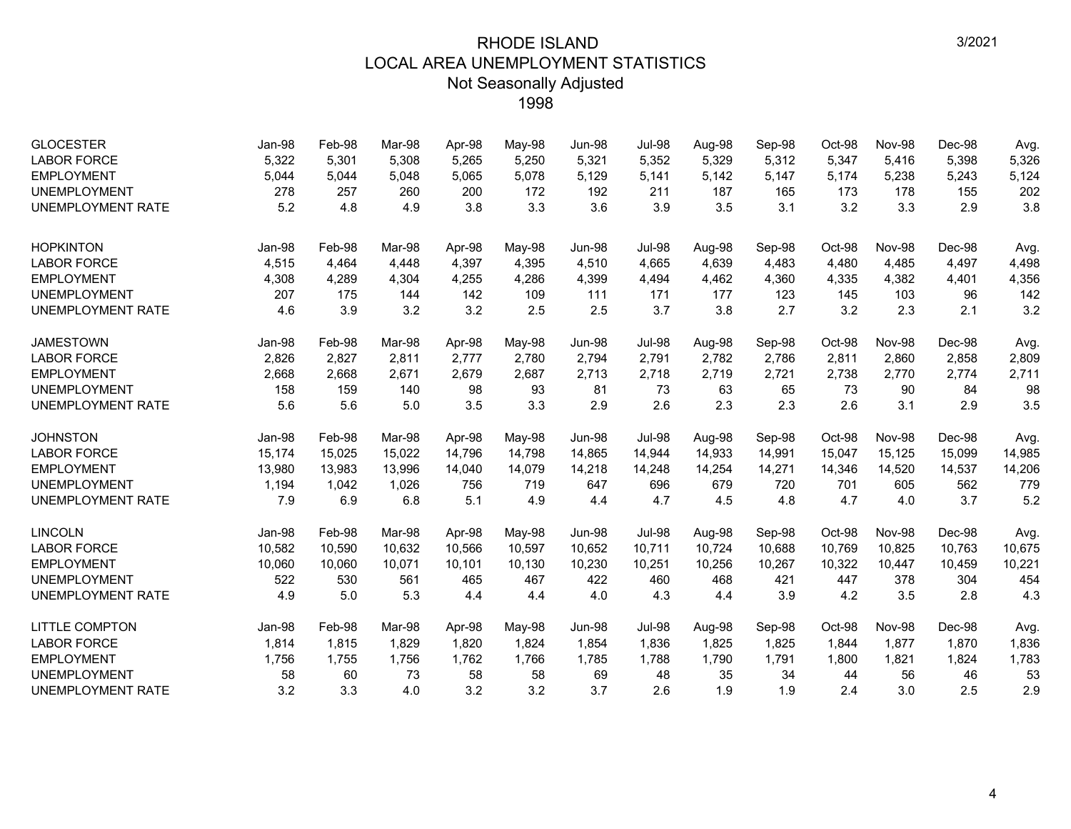# RHODE ISLAND
## LOCAL AREA UNEMPLOYMENT STATISTICS
### Not Seasonally Adjusted
### 1998

3/2021

| GLOCESTER | Jan-98 | Feb-98 | Mar-98 | Apr-98 | May-98 | Jun-98 | Jul-98 | Aug-98 | Sep-98 | Oct-98 | Nov-98 | Dec-98 | Avg. |
|---|---|---|---|---|---|---|---|---|---|---|---|---|---|
| LABOR FORCE | 5,322 | 5,301 | 5,308 | 5,265 | 5,250 | 5,321 | 5,352 | 5,329 | 5,312 | 5,347 | 5,416 | 5,398 | 5,326 |
| EMPLOYMENT | 5,044 | 5,044 | 5,048 | 5,065 | 5,078 | 5,129 | 5,141 | 5,142 | 5,147 | 5,174 | 5,238 | 5,243 | 5,124 |
| UNEMPLOYMENT | 278 | 257 | 260 | 200 | 172 | 192 | 211 | 187 | 165 | 173 | 178 | 155 | 202 |
| UNEMPLOYMENT RATE | 5.2 | 4.8 | 4.9 | 3.8 | 3.3 | 3.6 | 3.9 | 3.5 | 3.1 | 3.2 | 3.3 | 2.9 | 3.8 |

| HOPKINTON | Jan-98 | Feb-98 | Mar-98 | Apr-98 | May-98 | Jun-98 | Jul-98 | Aug-98 | Sep-98 | Oct-98 | Nov-98 | Dec-98 | Avg. |
|---|---|---|---|---|---|---|---|---|---|---|---|---|---|
| LABOR FORCE | 4,515 | 4,464 | 4,448 | 4,397 | 4,395 | 4,510 | 4,665 | 4,639 | 4,483 | 4,480 | 4,485 | 4,497 | 4,498 |
| EMPLOYMENT | 4,308 | 4,289 | 4,304 | 4,255 | 4,286 | 4,399 | 4,494 | 4,462 | 4,360 | 4,335 | 4,382 | 4,401 | 4,356 |
| UNEMPLOYMENT | 207 | 175 | 144 | 142 | 109 | 111 | 171 | 177 | 123 | 145 | 103 | 96 | 142 |
| UNEMPLOYMENT RATE | 4.6 | 3.9 | 3.2 | 3.2 | 2.5 | 2.5 | 3.7 | 3.8 | 2.7 | 3.2 | 2.3 | 2.1 | 3.2 |

| JAMESTOWN | Jan-98 | Feb-98 | Mar-98 | Apr-98 | May-98 | Jun-98 | Jul-98 | Aug-98 | Sep-98 | Oct-98 | Nov-98 | Dec-98 | Avg. |
|---|---|---|---|---|---|---|---|---|---|---|---|---|---|
| LABOR FORCE | 2,826 | 2,827 | 2,811 | 2,777 | 2,780 | 2,794 | 2,791 | 2,782 | 2,786 | 2,811 | 2,860 | 2,858 | 2,809 |
| EMPLOYMENT | 2,668 | 2,668 | 2,671 | 2,679 | 2,687 | 2,713 | 2,718 | 2,719 | 2,721 | 2,738 | 2,770 | 2,774 | 2,711 |
| UNEMPLOYMENT | 158 | 159 | 140 | 98 | 93 | 81 | 73 | 63 | 65 | 73 | 90 | 84 | 98 |
| UNEMPLOYMENT RATE | 5.6 | 5.6 | 5.0 | 3.5 | 3.3 | 2.9 | 2.6 | 2.3 | 2.3 | 2.6 | 3.1 | 2.9 | 3.5 |

| JOHNSTON | Jan-98 | Feb-98 | Mar-98 | Apr-98 | May-98 | Jun-98 | Jul-98 | Aug-98 | Sep-98 | Oct-98 | Nov-98 | Dec-98 | Avg. |
|---|---|---|---|---|---|---|---|---|---|---|---|---|---|
| LABOR FORCE | 15,174 | 15,025 | 15,022 | 14,796 | 14,798 | 14,865 | 14,944 | 14,933 | 14,991 | 15,047 | 15,125 | 15,099 | 14,985 |
| EMPLOYMENT | 13,980 | 13,983 | 13,996 | 14,040 | 14,079 | 14,218 | 14,248 | 14,254 | 14,271 | 14,346 | 14,520 | 14,537 | 14,206 |
| UNEMPLOYMENT | 1,194 | 1,042 | 1,026 | 756 | 719 | 647 | 696 | 679 | 720 | 701 | 605 | 562 | 779 |
| UNEMPLOYMENT RATE | 7.9 | 6.9 | 6.8 | 5.1 | 4.9 | 4.4 | 4.7 | 4.5 | 4.8 | 4.7 | 4.0 | 3.7 | 5.2 |

| LINCOLN | Jan-98 | Feb-98 | Mar-98 | Apr-98 | May-98 | Jun-98 | Jul-98 | Aug-98 | Sep-98 | Oct-98 | Nov-98 | Dec-98 | Avg. |
|---|---|---|---|---|---|---|---|---|---|---|---|---|---|
| LABOR FORCE | 10,582 | 10,590 | 10,632 | 10,566 | 10,597 | 10,652 | 10,711 | 10,724 | 10,688 | 10,769 | 10,825 | 10,763 | 10,675 |
| EMPLOYMENT | 10,060 | 10,060 | 10,071 | 10,101 | 10,130 | 10,230 | 10,251 | 10,256 | 10,267 | 10,322 | 10,447 | 10,459 | 10,221 |
| UNEMPLOYMENT | 522 | 530 | 561 | 465 | 467 | 422 | 460 | 468 | 421 | 447 | 378 | 304 | 454 |
| UNEMPLOYMENT RATE | 4.9 | 5.0 | 5.3 | 4.4 | 4.4 | 4.0 | 4.3 | 4.4 | 3.9 | 4.2 | 3.5 | 2.8 | 4.3 |

| LITTLE COMPTON | Jan-98 | Feb-98 | Mar-98 | Apr-98 | May-98 | Jun-98 | Jul-98 | Aug-98 | Sep-98 | Oct-98 | Nov-98 | Dec-98 | Avg. |
|---|---|---|---|---|---|---|---|---|---|---|---|---|---|
| LABOR FORCE | 1,814 | 1,815 | 1,829 | 1,820 | 1,824 | 1,854 | 1,836 | 1,825 | 1,825 | 1,844 | 1,877 | 1,870 | 1,836 |
| EMPLOYMENT | 1,756 | 1,755 | 1,756 | 1,762 | 1,766 | 1,785 | 1,788 | 1,790 | 1,791 | 1,800 | 1,821 | 1,824 | 1,783 |
| UNEMPLOYMENT | 58 | 60 | 73 | 58 | 58 | 69 | 48 | 35 | 34 | 44 | 56 | 46 | 53 |
| UNEMPLOYMENT RATE | 3.2 | 3.3 | 4.0 | 3.2 | 3.2 | 3.7 | 2.6 | 1.9 | 1.9 | 2.4 | 3.0 | 2.5 | 2.9 |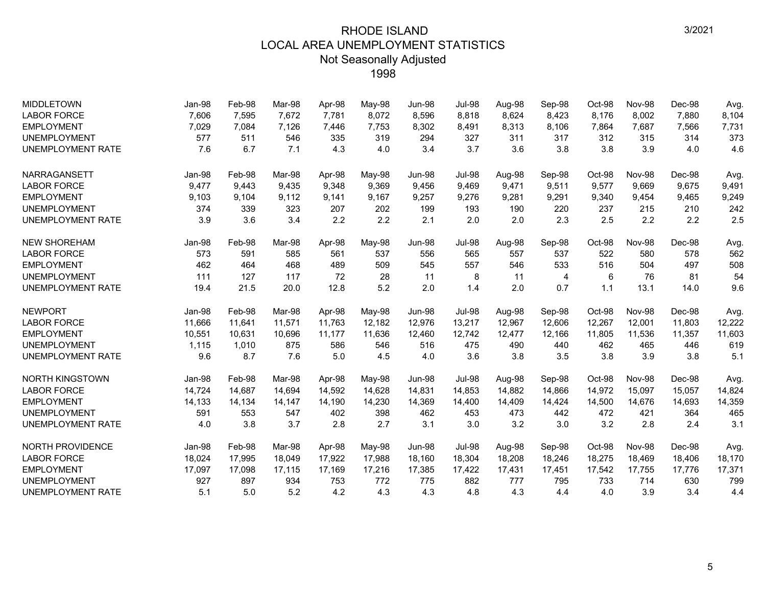# RHODE ISLAND
## LOCAL AREA UNEMPLOYMENT STATISTICS
### Not Seasonally Adjusted
### 1998

3/2021

| MIDDLETOWN | Jan-98 | Feb-98 | Mar-98 | Apr-98 | May-98 | Jun-98 | Jul-98 | Aug-98 | Sep-98 | Oct-98 | Nov-98 | Dec-98 | Avg. |
|---|---|---|---|---|---|---|---|---|---|---|---|---|---|
| LABOR FORCE | 7,606 | 7,595 | 7,672 | 7,781 | 8,072 | 8,596 | 8,818 | 8,624 | 8,423 | 8,176 | 8,002 | 7,880 | 8,104 |
| EMPLOYMENT | 7,029 | 7,084 | 7,126 | 7,446 | 7,753 | 8,302 | 8,491 | 8,313 | 8,106 | 7,864 | 7,687 | 7,566 | 7,731 |
| UNEMPLOYMENT | 577 | 511 | 546 | 335 | 319 | 294 | 327 | 311 | 317 | 312 | 315 | 314 | 373 |
| UNEMPLOYMENT RATE | 7.6 | 6.7 | 7.1 | 4.3 | 4.0 | 3.4 | 3.7 | 3.6 | 3.8 | 3.8 | 3.9 | 4.0 | 4.6 |

| NARRAGANSETT | Jan-98 | Feb-98 | Mar-98 | Apr-98 | May-98 | Jun-98 | Jul-98 | Aug-98 | Sep-98 | Oct-98 | Nov-98 | Dec-98 | Avg. |
|---|---|---|---|---|---|---|---|---|---|---|---|---|---|
| LABOR FORCE | 9,477 | 9,443 | 9,435 | 9,348 | 9,369 | 9,456 | 9,469 | 9,471 | 9,511 | 9,577 | 9,669 | 9,675 | 9,491 |
| EMPLOYMENT | 9,103 | 9,104 | 9,112 | 9,141 | 9,167 | 9,257 | 9,276 | 9,281 | 9,291 | 9,340 | 9,454 | 9,465 | 9,249 |
| UNEMPLOYMENT | 374 | 339 | 323 | 207 | 202 | 199 | 193 | 190 | 220 | 237 | 215 | 210 | 242 |
| UNEMPLOYMENT RATE | 3.9 | 3.6 | 3.4 | 2.2 | 2.2 | 2.1 | 2.0 | 2.0 | 2.3 | 2.5 | 2.2 | 2.2 | 2.5 |

| NEW SHOREHAM | Jan-98 | Feb-98 | Mar-98 | Apr-98 | May-98 | Jun-98 | Jul-98 | Aug-98 | Sep-98 | Oct-98 | Nov-98 | Dec-98 | Avg. |
|---|---|---|---|---|---|---|---|---|---|---|---|---|---|
| LABOR FORCE | 573 | 591 | 585 | 561 | 537 | 556 | 565 | 557 | 537 | 522 | 580 | 578 | 562 |
| EMPLOYMENT | 462 | 464 | 468 | 489 | 509 | 545 | 557 | 546 | 533 | 516 | 504 | 497 | 508 |
| UNEMPLOYMENT | 111 | 127 | 117 | 72 | 28 | 11 | 8 | 11 | 4 | 6 | 76 | 81 | 54 |
| UNEMPLOYMENT RATE | 19.4 | 21.5 | 20.0 | 12.8 | 5.2 | 2.0 | 1.4 | 2.0 | 0.7 | 1.1 | 13.1 | 14.0 | 9.6 |

| NEWPORT | Jan-98 | Feb-98 | Mar-98 | Apr-98 | May-98 | Jun-98 | Jul-98 | Aug-98 | Sep-98 | Oct-98 | Nov-98 | Dec-98 | Avg. |
|---|---|---|---|---|---|---|---|---|---|---|---|---|---|
| LABOR FORCE | 11,666 | 11,641 | 11,571 | 11,763 | 12,182 | 12,976 | 13,217 | 12,967 | 12,606 | 12,267 | 12,001 | 11,803 | 12,222 |
| EMPLOYMENT | 10,551 | 10,631 | 10,696 | 11,177 | 11,636 | 12,460 | 12,742 | 12,477 | 12,166 | 11,805 | 11,536 | 11,357 | 11,603 |
| UNEMPLOYMENT | 1,115 | 1,010 | 875 | 586 | 546 | 516 | 475 | 490 | 440 | 462 | 465 | 446 | 619 |
| UNEMPLOYMENT RATE | 9.6 | 8.7 | 7.6 | 5.0 | 4.5 | 4.0 | 3.6 | 3.8 | 3.5 | 3.8 | 3.9 | 3.8 | 5.1 |

| NORTH KINGSTOWN | Jan-98 | Feb-98 | Mar-98 | Apr-98 | May-98 | Jun-98 | Jul-98 | Aug-98 | Sep-98 | Oct-98 | Nov-98 | Dec-98 | Avg. |
|---|---|---|---|---|---|---|---|---|---|---|---|---|---|
| LABOR FORCE | 14,724 | 14,687 | 14,694 | 14,592 | 14,628 | 14,831 | 14,853 | 14,882 | 14,866 | 14,972 | 15,097 | 15,057 | 14,824 |
| EMPLOYMENT | 14,133 | 14,134 | 14,147 | 14,190 | 14,230 | 14,369 | 14,400 | 14,409 | 14,424 | 14,500 | 14,676 | 14,693 | 14,359 |
| UNEMPLOYMENT | 591 | 553 | 547 | 402 | 398 | 462 | 453 | 473 | 442 | 472 | 421 | 364 | 465 |
| UNEMPLOYMENT RATE | 4.0 | 3.8 | 3.7 | 2.8 | 2.7 | 3.1 | 3.0 | 3.2 | 3.0 | 3.2 | 2.8 | 2.4 | 3.1 |

| NORTH PROVIDENCE | Jan-98 | Feb-98 | Mar-98 | Apr-98 | May-98 | Jun-98 | Jul-98 | Aug-98 | Sep-98 | Oct-98 | Nov-98 | Dec-98 | Avg. |
|---|---|---|---|---|---|---|---|---|---|---|---|---|---|
| LABOR FORCE | 18,024 | 17,995 | 18,049 | 17,922 | 17,988 | 18,160 | 18,304 | 18,208 | 18,246 | 18,275 | 18,469 | 18,406 | 18,170 |
| EMPLOYMENT | 17,097 | 17,098 | 17,115 | 17,169 | 17,216 | 17,385 | 17,422 | 17,431 | 17,451 | 17,542 | 17,755 | 17,776 | 17,371 |
| UNEMPLOYMENT | 927 | 897 | 934 | 753 | 772 | 775 | 882 | 777 | 795 | 733 | 714 | 630 | 799 |
| UNEMPLOYMENT RATE | 5.1 | 5.0 | 5.2 | 4.2 | 4.3 | 4.3 | 4.8 | 4.3 | 4.4 | 4.0 | 3.9 | 3.4 | 4.4 |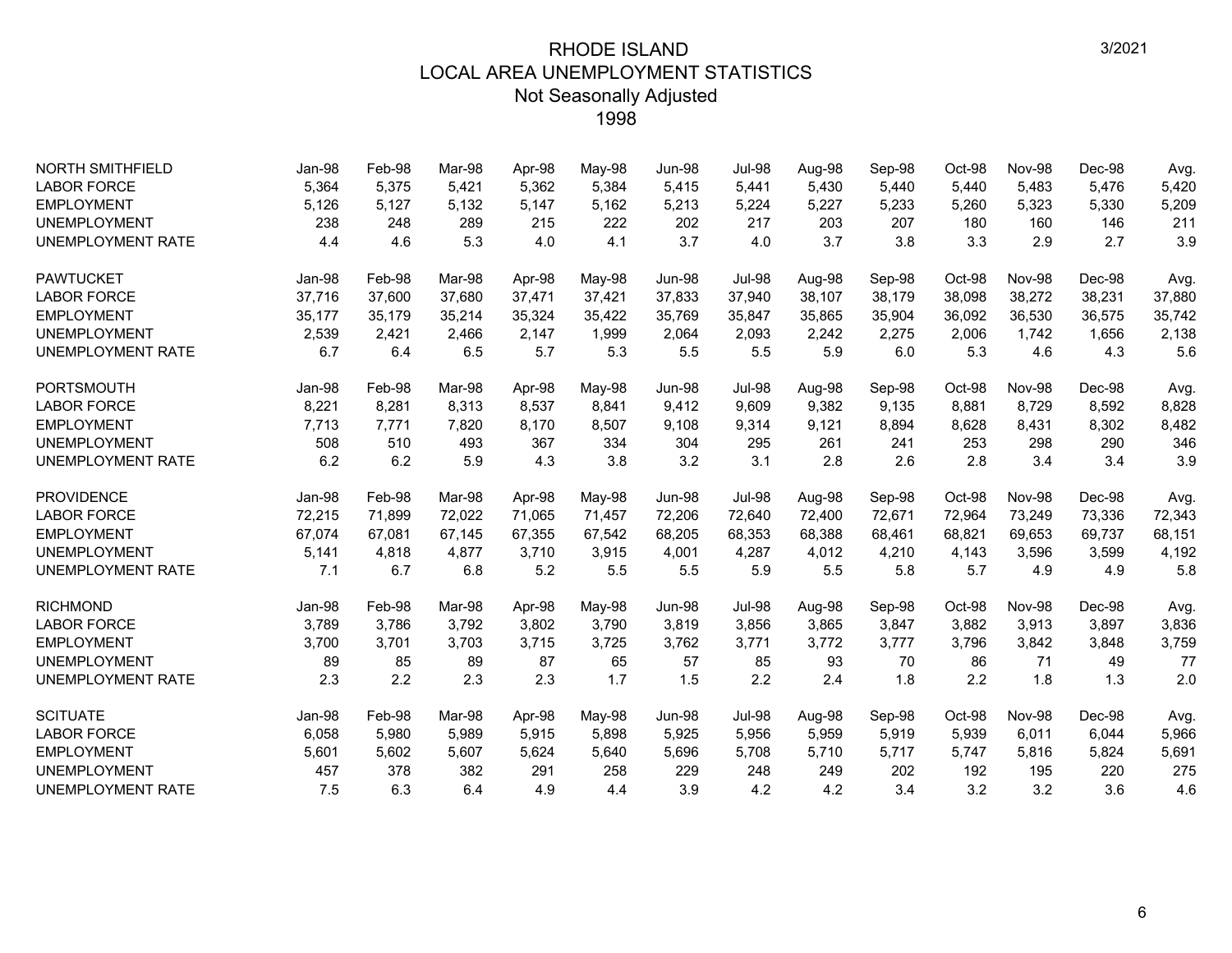# RHODE ISLAND
## LOCAL AREA UNEMPLOYMENT STATISTICS
### Not Seasonally Adjusted
### 1998

3/2021

| NORTH SMITHFIELD | Jan-98 | Feb-98 | Mar-98 | Apr-98 | May-98 | Jun-98 | Jul-98 | Aug-98 | Sep-98 | Oct-98 | Nov-98 | Dec-98 | Avg. |
|---|---|---|---|---|---|---|---|---|---|---|---|---|---|
| LABOR FORCE | 5,364 | 5,375 | 5,421 | 5,362 | 5,384 | 5,415 | 5,441 | 5,430 | 5,440 | 5,440 | 5,483 | 5,476 | 5,420 |
| EMPLOYMENT | 5,126 | 5,127 | 5,132 | 5,147 | 5,162 | 5,213 | 5,224 | 5,227 | 5,233 | 5,260 | 5,323 | 5,330 | 5,209 |
| UNEMPLOYMENT | 238 | 248 | 289 | 215 | 222 | 202 | 217 | 203 | 207 | 180 | 160 | 146 | 211 |
| UNEMPLOYMENT RATE | 4.4 | 4.6 | 5.3 | 4.0 | 4.1 | 3.7 | 4.0 | 3.7 | 3.8 | 3.3 | 2.9 | 2.7 | 3.9 |

| PAWTUCKET | Jan-98 | Feb-98 | Mar-98 | Apr-98 | May-98 | Jun-98 | Jul-98 | Aug-98 | Sep-98 | Oct-98 | Nov-98 | Dec-98 | Avg. |
|---|---|---|---|---|---|---|---|---|---|---|---|---|---|
| LABOR FORCE | 37,716 | 37,600 | 37,680 | 37,471 | 37,421 | 37,833 | 37,940 | 38,107 | 38,179 | 38,098 | 38,272 | 38,231 | 37,880 |
| EMPLOYMENT | 35,177 | 35,179 | 35,214 | 35,324 | 35,422 | 35,769 | 35,847 | 35,865 | 35,904 | 36,092 | 36,530 | 36,575 | 35,742 |
| UNEMPLOYMENT | 2,539 | 2,421 | 2,466 | 2,147 | 1,999 | 2,064 | 2,093 | 2,242 | 2,275 | 2,006 | 1,742 | 1,656 | 2,138 |
| UNEMPLOYMENT RATE | 6.7 | 6.4 | 6.5 | 5.7 | 5.3 | 5.5 | 5.5 | 5.9 | 6.0 | 5.3 | 4.6 | 4.3 | 5.6 |

| PORTSMOUTH | Jan-98 | Feb-98 | Mar-98 | Apr-98 | May-98 | Jun-98 | Jul-98 | Aug-98 | Sep-98 | Oct-98 | Nov-98 | Dec-98 | Avg. |
|---|---|---|---|---|---|---|---|---|---|---|---|---|---|
| LABOR FORCE | 8,221 | 8,281 | 8,313 | 8,537 | 8,841 | 9,412 | 9,609 | 9,382 | 9,135 | 8,881 | 8,729 | 8,592 | 8,828 |
| EMPLOYMENT | 7,713 | 7,771 | 7,820 | 8,170 | 8,507 | 9,108 | 9,314 | 9,121 | 8,894 | 8,628 | 8,431 | 8,302 | 8,482 |
| UNEMPLOYMENT | 508 | 510 | 493 | 367 | 334 | 304 | 295 | 261 | 241 | 253 | 298 | 290 | 346 |
| UNEMPLOYMENT RATE | 6.2 | 6.2 | 5.9 | 4.3 | 3.8 | 3.2 | 3.1 | 2.8 | 2.6 | 2.8 | 3.4 | 3.4 | 3.9 |

| PROVIDENCE | Jan-98 | Feb-98 | Mar-98 | Apr-98 | May-98 | Jun-98 | Jul-98 | Aug-98 | Sep-98 | Oct-98 | Nov-98 | Dec-98 | Avg. |
|---|---|---|---|---|---|---|---|---|---|---|---|---|---|
| LABOR FORCE | 72,215 | 71,899 | 72,022 | 71,065 | 71,457 | 72,206 | 72,640 | 72,400 | 72,671 | 72,964 | 73,249 | 73,336 | 72,343 |
| EMPLOYMENT | 67,074 | 67,081 | 67,145 | 67,355 | 67,542 | 68,205 | 68,353 | 68,388 | 68,461 | 68,821 | 69,653 | 69,737 | 68,151 |
| UNEMPLOYMENT | 5,141 | 4,818 | 4,877 | 3,710 | 3,915 | 4,001 | 4,287 | 4,012 | 4,210 | 4,143 | 3,596 | 3,599 | 4,192 |
| UNEMPLOYMENT RATE | 7.1 | 6.7 | 6.8 | 5.2 | 5.5 | 5.5 | 5.9 | 5.5 | 5.8 | 5.7 | 4.9 | 4.9 | 5.8 |

| RICHMOND | Jan-98 | Feb-98 | Mar-98 | Apr-98 | May-98 | Jun-98 | Jul-98 | Aug-98 | Sep-98 | Oct-98 | Nov-98 | Dec-98 | Avg. |
|---|---|---|---|---|---|---|---|---|---|---|---|---|---|
| LABOR FORCE | 3,789 | 3,786 | 3,792 | 3,802 | 3,790 | 3,819 | 3,856 | 3,865 | 3,847 | 3,882 | 3,913 | 3,897 | 3,836 |
| EMPLOYMENT | 3,700 | 3,701 | 3,703 | 3,715 | 3,725 | 3,762 | 3,771 | 3,772 | 3,777 | 3,796 | 3,842 | 3,848 | 3,759 |
| UNEMPLOYMENT | 89 | 85 | 89 | 87 | 65 | 57 | 85 | 93 | 70 | 86 | 71 | 49 | 77 |
| UNEMPLOYMENT RATE | 2.3 | 2.2 | 2.3 | 2.3 | 1.7 | 1.5 | 2.2 | 2.4 | 1.8 | 2.2 | 1.8 | 1.3 | 2.0 |

| SCITUATE | Jan-98 | Feb-98 | Mar-98 | Apr-98 | May-98 | Jun-98 | Jul-98 | Aug-98 | Sep-98 | Oct-98 | Nov-98 | Dec-98 | Avg. |
|---|---|---|---|---|---|---|---|---|---|---|---|---|---|
| LABOR FORCE | 6,058 | 5,980 | 5,989 | 5,915 | 5,898 | 5,925 | 5,956 | 5,959 | 5,919 | 5,939 | 6,011 | 6,044 | 5,966 |
| EMPLOYMENT | 5,601 | 5,602 | 5,607 | 5,624 | 5,640 | 5,696 | 5,708 | 5,710 | 5,717 | 5,747 | 5,816 | 5,824 | 5,691 |
| UNEMPLOYMENT | 457 | 378 | 382 | 291 | 258 | 229 | 248 | 249 | 202 | 192 | 195 | 220 | 275 |
| UNEMPLOYMENT RATE | 7.5 | 6.3 | 6.4 | 4.9 | 4.4 | 3.9 | 4.2 | 4.2 | 3.4 | 3.2 | 3.2 | 3.6 | 4.6 |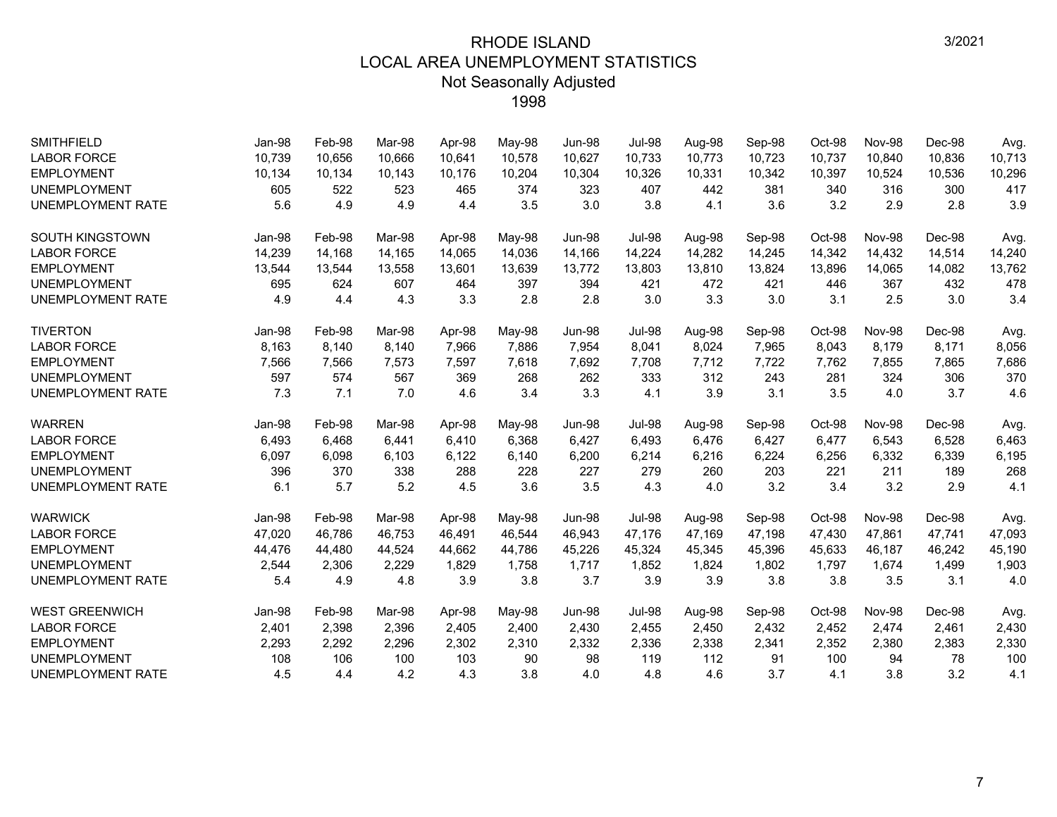# RHODE ISLAND
## LOCAL AREA UNEMPLOYMENT STATISTICS
### Not Seasonally Adjusted
### 1998

3/2021

| SMITHFIELD | Jan-98 | Feb-98 | Mar-98 | Apr-98 | May-98 | Jun-98 | Jul-98 | Aug-98 | Sep-98 | Oct-98 | Nov-98 | Dec-98 | Avg. |
|---|---|---|---|---|---|---|---|---|---|---|---|---|---|
| LABOR FORCE | 10,739 | 10,656 | 10,666 | 10,641 | 10,578 | 10,627 | 10,733 | 10,773 | 10,723 | 10,737 | 10,840 | 10,836 | 10,713 |
| EMPLOYMENT | 10,134 | 10,134 | 10,143 | 10,176 | 10,204 | 10,304 | 10,326 | 10,331 | 10,342 | 10,397 | 10,524 | 10,536 | 10,296 |
| UNEMPLOYMENT | 605 | 522 | 523 | 465 | 374 | 323 | 407 | 442 | 381 | 340 | 316 | 300 | 417 |
| UNEMPLOYMENT RATE | 5.6 | 4.9 | 4.9 | 4.4 | 3.5 | 3.0 | 3.8 | 4.1 | 3.6 | 3.2 | 2.9 | 2.8 | 3.9 |

| SOUTH KINGSTOWN | Jan-98 | Feb-98 | Mar-98 | Apr-98 | May-98 | Jun-98 | Jul-98 | Aug-98 | Sep-98 | Oct-98 | Nov-98 | Dec-98 | Avg. |
|---|---|---|---|---|---|---|---|---|---|---|---|---|---|
| LABOR FORCE | 14,239 | 14,168 | 14,165 | 14,065 | 14,036 | 14,166 | 14,224 | 14,282 | 14,245 | 14,342 | 14,432 | 14,514 | 14,240 |
| EMPLOYMENT | 13,544 | 13,544 | 13,558 | 13,601 | 13,639 | 13,772 | 13,803 | 13,810 | 13,824 | 13,896 | 14,065 | 14,082 | 13,762 |
| UNEMPLOYMENT | 695 | 624 | 607 | 464 | 397 | 394 | 421 | 472 | 421 | 446 | 367 | 432 | 478 |
| UNEMPLOYMENT RATE | 4.9 | 4.4 | 4.3 | 3.3 | 2.8 | 2.8 | 3.0 | 3.3 | 3.0 | 3.1 | 2.5 | 3.0 | 3.4 |

| TIVERTON | Jan-98 | Feb-98 | Mar-98 | Apr-98 | May-98 | Jun-98 | Jul-98 | Aug-98 | Sep-98 | Oct-98 | Nov-98 | Dec-98 | Avg. |
|---|---|---|---|---|---|---|---|---|---|---|---|---|---|
| LABOR FORCE | 8,163 | 8,140 | 8,140 | 7,966 | 7,886 | 7,954 | 8,041 | 8,024 | 7,965 | 8,043 | 8,179 | 8,171 | 8,056 |
| EMPLOYMENT | 7,566 | 7,566 | 7,573 | 7,597 | 7,618 | 7,692 | 7,708 | 7,712 | 7,722 | 7,762 | 7,855 | 7,865 | 7,686 |
| UNEMPLOYMENT | 597 | 574 | 567 | 369 | 268 | 262 | 333 | 312 | 243 | 281 | 324 | 306 | 370 |
| UNEMPLOYMENT RATE | 7.3 | 7.1 | 7.0 | 4.6 | 3.4 | 3.3 | 4.1 | 3.9 | 3.1 | 3.5 | 4.0 | 3.7 | 4.6 |

| WARREN | Jan-98 | Feb-98 | Mar-98 | Apr-98 | May-98 | Jun-98 | Jul-98 | Aug-98 | Sep-98 | Oct-98 | Nov-98 | Dec-98 | Avg. |
|---|---|---|---|---|---|---|---|---|---|---|---|---|---|
| LABOR FORCE | 6,493 | 6,468 | 6,441 | 6,410 | 6,368 | 6,427 | 6,493 | 6,476 | 6,427 | 6,477 | 6,543 | 6,528 | 6,463 |
| EMPLOYMENT | 6,097 | 6,098 | 6,103 | 6,122 | 6,140 | 6,200 | 6,214 | 6,216 | 6,224 | 6,256 | 6,332 | 6,339 | 6,195 |
| UNEMPLOYMENT | 396 | 370 | 338 | 288 | 228 | 227 | 279 | 260 | 203 | 221 | 211 | 189 | 268 |
| UNEMPLOYMENT RATE | 6.1 | 5.7 | 5.2 | 4.5 | 3.6 | 3.5 | 4.3 | 4.0 | 3.2 | 3.4 | 3.2 | 2.9 | 4.1 |

| WARWICK | Jan-98 | Feb-98 | Mar-98 | Apr-98 | May-98 | Jun-98 | Jul-98 | Aug-98 | Sep-98 | Oct-98 | Nov-98 | Dec-98 | Avg. |
|---|---|---|---|---|---|---|---|---|---|---|---|---|---|
| LABOR FORCE | 47,020 | 46,786 | 46,753 | 46,491 | 46,544 | 46,943 | 47,176 | 47,169 | 47,198 | 47,430 | 47,861 | 47,741 | 47,093 |
| EMPLOYMENT | 44,476 | 44,480 | 44,524 | 44,662 | 44,786 | 45,226 | 45,324 | 45,345 | 45,396 | 45,633 | 46,187 | 46,242 | 45,190 |
| UNEMPLOYMENT | 2,544 | 2,306 | 2,229 | 1,829 | 1,758 | 1,717 | 1,852 | 1,824 | 1,802 | 1,797 | 1,674 | 1,499 | 1,903 |
| UNEMPLOYMENT RATE | 5.4 | 4.9 | 4.8 | 3.9 | 3.8 | 3.7 | 3.9 | 3.9 | 3.8 | 3.8 | 3.5 | 3.1 | 4.0 |

| WEST GREENWICH | Jan-98 | Feb-98 | Mar-98 | Apr-98 | May-98 | Jun-98 | Jul-98 | Aug-98 | Sep-98 | Oct-98 | Nov-98 | Dec-98 | Avg. |
|---|---|---|---|---|---|---|---|---|---|---|---|---|---|
| LABOR FORCE | 2,401 | 2,398 | 2,396 | 2,405 | 2,400 | 2,430 | 2,455 | 2,450 | 2,432 | 2,452 | 2,474 | 2,461 | 2,430 |
| EMPLOYMENT | 2,293 | 2,292 | 2,296 | 2,302 | 2,310 | 2,332 | 2,336 | 2,338 | 2,341 | 2,352 | 2,380 | 2,383 | 2,330 |
| UNEMPLOYMENT | 108 | 106 | 100 | 103 | 90 | 98 | 119 | 112 | 91 | 100 | 94 | 78 | 100 |
| UNEMPLOYMENT RATE | 4.5 | 4.4 | 4.2 | 4.3 | 3.8 | 4.0 | 4.8 | 4.6 | 3.7 | 4.1 | 3.8 | 3.2 | 4.1 |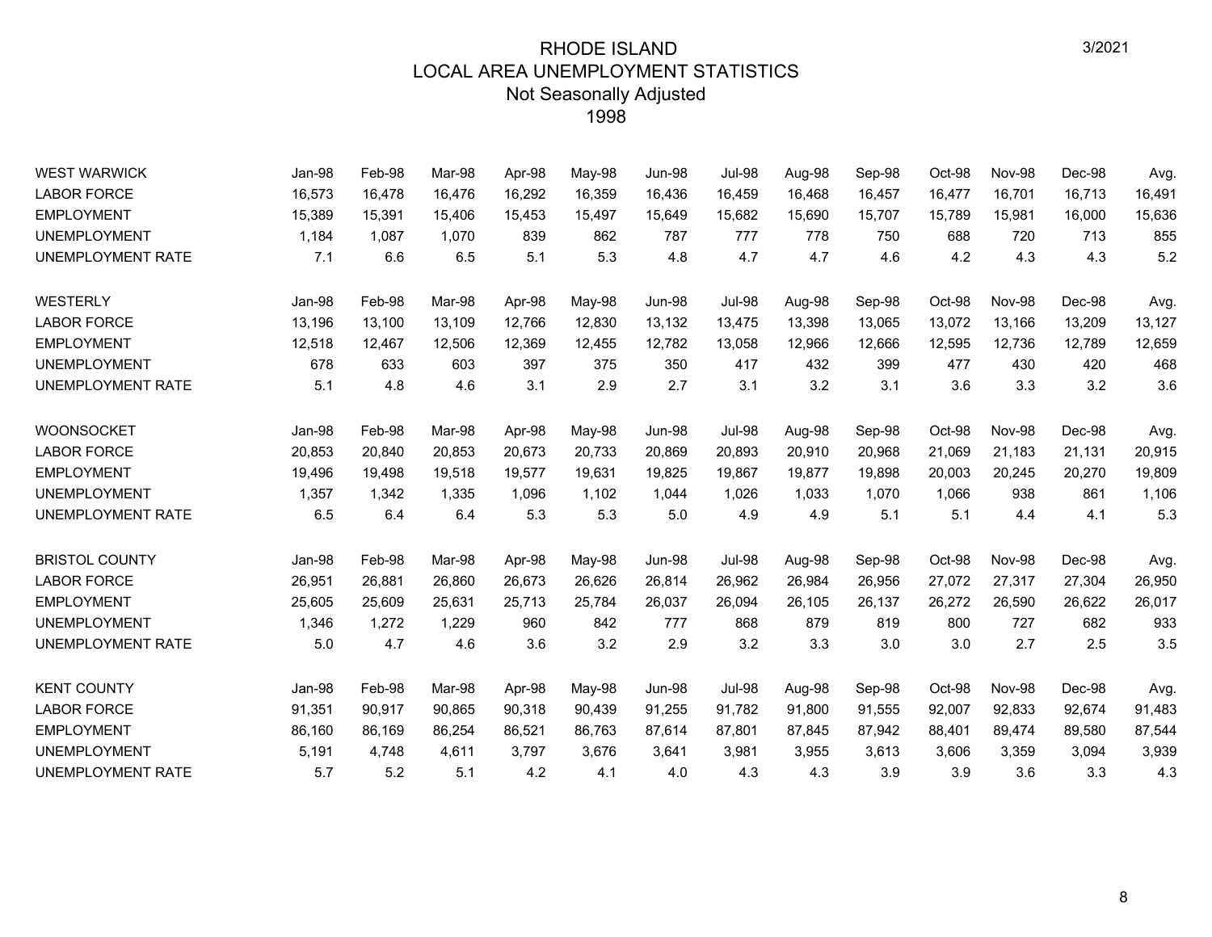# RHODE ISLAND
## LOCAL AREA UNEMPLOYMENT STATISTICS
### Not Seasonally Adjusted
### 1998

3/2021

| WEST WARWICK | Jan-98 | Feb-98 | Mar-98 | Apr-98 | May-98 | Jun-98 | Jul-98 | Aug-98 | Sep-98 | Oct-98 | Nov-98 | Dec-98 | Avg. |
|---|---|---|---|---|---|---|---|---|---|---|---|---|---|
| LABOR FORCE | 16,573 | 16,478 | 16,476 | 16,292 | 16,359 | 16,436 | 16,459 | 16,468 | 16,457 | 16,477 | 16,701 | 16,713 | 16,491 |
| EMPLOYMENT | 15,389 | 15,391 | 15,406 | 15,453 | 15,497 | 15,649 | 15,682 | 15,690 | 15,707 | 15,789 | 15,981 | 16,000 | 15,636 |
| UNEMPLOYMENT | 1,184 | 1,087 | 1,070 | 839 | 862 | 787 | 777 | 778 | 750 | 688 | 720 | 713 | 855 |
| UNEMPLOYMENT RATE | 7.1 | 6.6 | 6.5 | 5.1 | 5.3 | 4.8 | 4.7 | 4.7 | 4.6 | 4.2 | 4.3 | 4.3 | 5.2 |

| WESTERLY | Jan-98 | Feb-98 | Mar-98 | Apr-98 | May-98 | Jun-98 | Jul-98 | Aug-98 | Sep-98 | Oct-98 | Nov-98 | Dec-98 | Avg. |
|---|---|---|---|---|---|---|---|---|---|---|---|---|---|
| LABOR FORCE | 13,196 | 13,100 | 13,109 | 12,766 | 12,830 | 13,132 | 13,475 | 13,398 | 13,065 | 13,072 | 13,166 | 13,209 | 13,127 |
| EMPLOYMENT | 12,518 | 12,467 | 12,506 | 12,369 | 12,455 | 12,782 | 13,058 | 12,966 | 12,666 | 12,595 | 12,736 | 12,789 | 12,659 |
| UNEMPLOYMENT | 678 | 633 | 603 | 397 | 375 | 350 | 417 | 432 | 399 | 477 | 430 | 420 | 468 |
| UNEMPLOYMENT RATE | 5.1 | 4.8 | 4.6 | 3.1 | 2.9 | 2.7 | 3.1 | 3.2 | 3.1 | 3.6 | 3.3 | 3.2 | 3.6 |

| WOONSOCKET | Jan-98 | Feb-98 | Mar-98 | Apr-98 | May-98 | Jun-98 | Jul-98 | Aug-98 | Sep-98 | Oct-98 | Nov-98 | Dec-98 | Avg. |
|---|---|---|---|---|---|---|---|---|---|---|---|---|---|
| LABOR FORCE | 20,853 | 20,840 | 20,853 | 20,673 | 20,733 | 20,869 | 20,893 | 20,910 | 20,968 | 21,069 | 21,183 | 21,131 | 20,915 |
| EMPLOYMENT | 19,496 | 19,498 | 19,518 | 19,577 | 19,631 | 19,825 | 19,867 | 19,877 | 19,898 | 20,003 | 20,245 | 20,270 | 19,809 |
| UNEMPLOYMENT | 1,357 | 1,342 | 1,335 | 1,096 | 1,102 | 1,044 | 1,026 | 1,033 | 1,070 | 1,066 | 938 | 861 | 1,106 |
| UNEMPLOYMENT RATE | 6.5 | 6.4 | 6.4 | 5.3 | 5.3 | 5.0 | 4.9 | 4.9 | 5.1 | 5.1 | 4.4 | 4.1 | 5.3 |

| BRISTOL COUNTY | Jan-98 | Feb-98 | Mar-98 | Apr-98 | May-98 | Jun-98 | Jul-98 | Aug-98 | Sep-98 | Oct-98 | Nov-98 | Dec-98 | Avg. |
|---|---|---|---|---|---|---|---|---|---|---|---|---|---|
| LABOR FORCE | 26,951 | 26,881 | 26,860 | 26,673 | 26,626 | 26,814 | 26,962 | 26,984 | 26,956 | 27,072 | 27,317 | 27,304 | 26,950 |
| EMPLOYMENT | 25,605 | 25,609 | 25,631 | 25,713 | 25,784 | 26,037 | 26,094 | 26,105 | 26,137 | 26,272 | 26,590 | 26,622 | 26,017 |
| UNEMPLOYMENT | 1,346 | 1,272 | 1,229 | 960 | 842 | 777 | 868 | 879 | 819 | 800 | 727 | 682 | 933 |
| UNEMPLOYMENT RATE | 5.0 | 4.7 | 4.6 | 3.6 | 3.2 | 2.9 | 3.2 | 3.3 | 3.0 | 3.0 | 2.7 | 2.5 | 3.5 |

| KENT COUNTY | Jan-98 | Feb-98 | Mar-98 | Apr-98 | May-98 | Jun-98 | Jul-98 | Aug-98 | Sep-98 | Oct-98 | Nov-98 | Dec-98 | Avg. |
|---|---|---|---|---|---|---|---|---|---|---|---|---|---|
| LABOR FORCE | 91,351 | 90,917 | 90,865 | 90,318 | 90,439 | 91,255 | 91,782 | 91,800 | 91,555 | 92,007 | 92,833 | 92,674 | 91,483 |
| EMPLOYMENT | 86,160 | 86,169 | 86,254 | 86,521 | 86,763 | 87,614 | 87,801 | 87,845 | 87,942 | 88,401 | 89,474 | 89,580 | 87,544 |
| UNEMPLOYMENT | 5,191 | 4,748 | 4,611 | 3,797 | 3,676 | 3,641 | 3,981 | 3,955 | 3,613 | 3,606 | 3,359 | 3,094 | 3,939 |
| UNEMPLOYMENT RATE | 5.7 | 5.2 | 5.1 | 4.2 | 4.1 | 4.0 | 4.3 | 4.3 | 3.9 | 3.9 | 3.6 | 3.3 | 4.3 |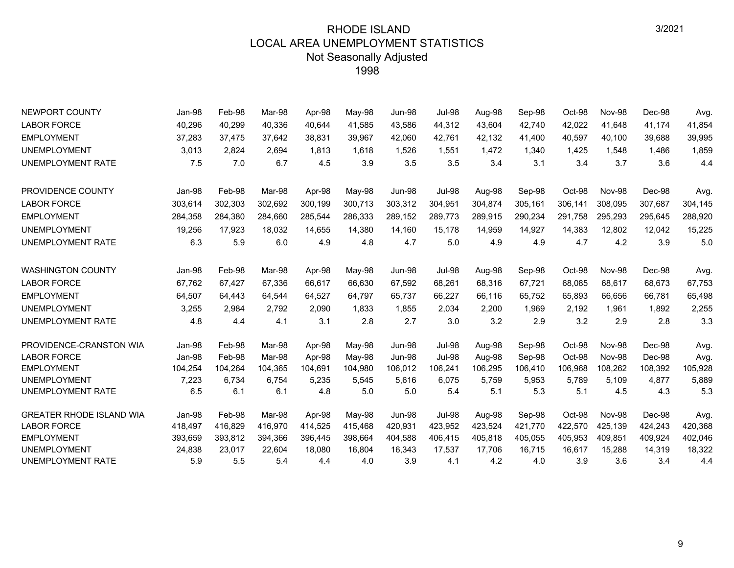# RHODE ISLAND
## LOCAL AREA UNEMPLOYMENT STATISTICS
### Not Seasonally Adjusted
### 1998

3/2021

| NEWPORT COUNTY | Jan-98 | Feb-98 | Mar-98 | Apr-98 | May-98 | Jun-98 | Jul-98 | Aug-98 | Sep-98 | Oct-98 | Nov-98 | Dec-98 | Avg. |
|---|---|---|---|---|---|---|---|---|---|---|---|---|---|
| LABOR FORCE | 40,296 | 40,299 | 40,336 | 40,644 | 41,585 | 43,586 | 44,312 | 43,604 | 42,740 | 42,022 | 41,648 | 41,174 | 41,854 |
| EMPLOYMENT | 37,283 | 37,475 | 37,642 | 38,831 | 39,967 | 42,060 | 42,761 | 42,132 | 41,400 | 40,597 | 40,100 | 39,688 | 39,995 |
| UNEMPLOYMENT | 3,013 | 2,824 | 2,694 | 1,813 | 1,618 | 1,526 | 1,551 | 1,472 | 1,340 | 1,425 | 1,548 | 1,486 | 1,859 |
| UNEMPLOYMENT RATE | 7.5 | 7.0 | 6.7 | 4.5 | 3.9 | 3.5 | 3.5 | 3.4 | 3.1 | 3.4 | 3.7 | 3.6 | 4.4 |

| PROVIDENCE COUNTY | Jan-98 | Feb-98 | Mar-98 | Apr-98 | May-98 | Jun-98 | Jul-98 | Aug-98 | Sep-98 | Oct-98 | Nov-98 | Dec-98 | Avg. |
|---|---|---|---|---|---|---|---|---|---|---|---|---|---|
| LABOR FORCE | 303,614 | 302,303 | 302,692 | 300,199 | 300,713 | 303,312 | 304,951 | 304,874 | 305,161 | 306,141 | 308,095 | 307,687 | 304,145 |
| EMPLOYMENT | 284,358 | 284,380 | 284,660 | 285,544 | 286,333 | 289,152 | 289,773 | 289,915 | 290,234 | 291,758 | 295,293 | 295,645 | 288,920 |
| UNEMPLOYMENT | 19,256 | 17,923 | 18,032 | 14,655 | 14,380 | 14,160 | 15,178 | 14,959 | 14,927 | 14,383 | 12,802 | 12,042 | 15,225 |
| UNEMPLOYMENT RATE | 6.3 | 5.9 | 6.0 | 4.9 | 4.8 | 4.7 | 5.0 | 4.9 | 4.9 | 4.7 | 4.2 | 3.9 | 5.0 |

| WASHINGTON COUNTY | Jan-98 | Feb-98 | Mar-98 | Apr-98 | May-98 | Jun-98 | Jul-98 | Aug-98 | Sep-98 | Oct-98 | Nov-98 | Dec-98 | Avg. |
|---|---|---|---|---|---|---|---|---|---|---|---|---|---|
| LABOR FORCE | 67,762 | 67,427 | 67,336 | 66,617 | 66,630 | 67,592 | 68,261 | 68,316 | 67,721 | 68,085 | 68,617 | 68,673 | 67,753 |
| EMPLOYMENT | 64,507 | 64,443 | 64,544 | 64,527 | 64,797 | 65,737 | 66,227 | 66,116 | 65,752 | 65,893 | 66,656 | 66,781 | 65,498 |
| UNEMPLOYMENT | 3,255 | 2,984 | 2,792 | 2,090 | 1,833 | 1,855 | 2,034 | 2,200 | 1,969 | 2,192 | 1,961 | 1,892 | 2,255 |
| UNEMPLOYMENT RATE | 4.8 | 4.4 | 4.1 | 3.1 | 2.8 | 2.7 | 3.0 | 3.2 | 2.9 | 3.2 | 2.9 | 2.8 | 3.3 |

| PROVIDENCE-CRANSTON WIA | Jan-98 | Feb-98 | Mar-98 | Apr-98 | May-98 | Jun-98 | Jul-98 | Aug-98 | Sep-98 | Oct-98 | Nov-98 | Dec-98 | Avg. |
|---|---|---|---|---|---|---|---|---|---|---|---|---|---|
| LABOR FORCE | Jan-98 | Feb-98 | Mar-98 | Apr-98 | May-98 | Jun-98 | Jul-98 | Aug-98 | Sep-98 | Oct-98 | Nov-98 | Dec-98 | Avg. |
| EMPLOYMENT | 104,254 | 104,264 | 104,365 | 104,691 | 104,980 | 106,012 | 106,241 | 106,295 | 106,410 | 106,968 | 108,262 | 108,392 | 105,928 |
| UNEMPLOYMENT | 7,223 | 6,734 | 6,754 | 5,235 | 5,545 | 5,616 | 6,075 | 5,759 | 5,953 | 5,789 | 5,109 | 4,877 | 5,889 |
| UNEMPLOYMENT RATE | 6.5 | 6.1 | 6.1 | 4.8 | 5.0 | 5.0 | 5.4 | 5.1 | 5.3 | 5.1 | 4.5 | 4.3 | 5.3 |

| GREATER RHODE ISLAND WIA | Jan-98 | Feb-98 | Mar-98 | Apr-98 | May-98 | Jun-98 | Jul-98 | Aug-98 | Sep-98 | Oct-98 | Nov-98 | Dec-98 | Avg. |
|---|---|---|---|---|---|---|---|---|---|---|---|---|---|
| LABOR FORCE | 418,497 | 416,829 | 416,970 | 414,525 | 415,468 | 420,931 | 423,952 | 423,524 | 421,770 | 422,570 | 425,139 | 424,243 | 420,368 |
| EMPLOYMENT | 393,659 | 393,812 | 394,366 | 396,445 | 398,664 | 404,588 | 406,415 | 405,818 | 405,055 | 405,953 | 409,851 | 409,924 | 402,046 |
| UNEMPLOYMENT | 24,838 | 23,017 | 22,604 | 18,080 | 16,804 | 16,343 | 17,537 | 17,706 | 16,715 | 16,617 | 15,288 | 14,319 | 18,322 |
| UNEMPLOYMENT RATE | 5.9 | 5.5 | 5.4 | 4.4 | 4.0 | 3.9 | 4.1 | 4.2 | 4.0 | 3.9 | 3.6 | 3.4 | 4.4 |